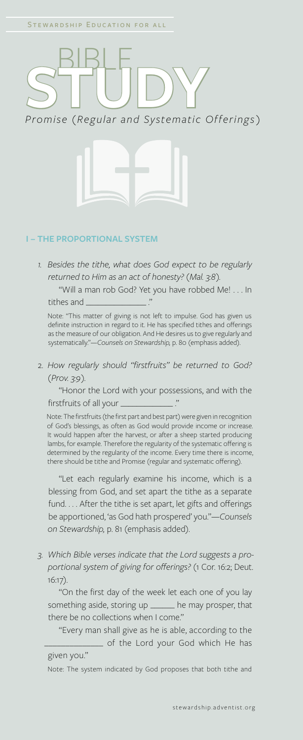STEWARDSHIP EDUCATION FOR ALL

# BIBLE STUDY

*Promise (Regular and Systematic Offerings)*

## I – THE PROPORTIONAL SYSTEM

1. *Besides the tithe, what does God expect to be regularly returned to Him as an act of honesty? (Mal. 3:8).*

   "Will a man rob God? Yet you have robbed Me! . . . In tithes and ______________."

   Note: "This matter of giving is not left to impulse. God has given us definite instruction in regard to it. He has specified tithes and offerings as the measure of our obligation. And He desires us to give regularly and systematically."—*Counsels on Stewardship,* p. 80 (emphasis added).

2. *How regularly should "firstfruits" be returned to God? (Prov. 3:9).*

   "Honor the Lord with your possessions, and with the firstfruits of all your ____________."

   Note: The firstfruits (the first part and best part) were given in recognition of God's blessings, as often as God would provide income or increase. It would happen after the harvest, or after a sheep started producing lambs, for example. Therefore the regularity of the systematic offering is determined by the regularity of the income. Every time there is income, there should be tithe and Promise (regular and systematic offering).

   "Let each regularly examine his income, which is a blessing from God, and set apart the tithe as a separate fund. . . . After the tithe is set apart, let gifts and offerings be apportioned, 'as God hath prospered' you."—*Counsels on Stewardship,* p. 81 (emphasis added).

3. *Which Bible verses indicate that the Lord suggests a proportional system of giving for offerings?* (1 Cor. 16:2; Deut. 16:17).

   "On the first day of the week let each one of you lay something aside, storing up ______ he may prosper, that there be no collections when I come."

   "Every man shall give as he is able, according to the ______________ of the Lord your God which He has given you."

   Note: The system indicated by God proposes that both tithe and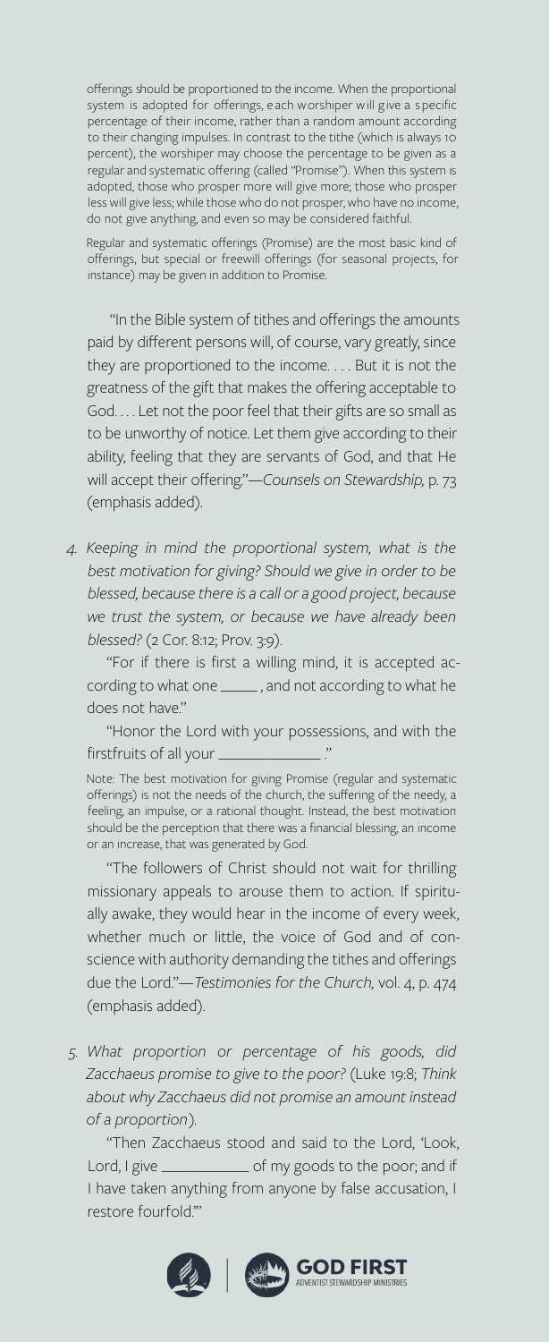offerings should be proportioned to the income. When the proportional system is adopted for offerings, each worshiper will give a specific percentage of their income, rather than a random amount according to their changing impulses. In contrast to the tithe (which is always 10 percent), the worshiper may choose the percentage to be given as a regular and systematic offering (called "Promise"). When this system is adopted, those who prosper more will give more; those who prosper less will give less; while those who do not prosper, who have no income, do not give anything, and even so may be considered faithful.

Regular and systematic offerings (Promise) are the most basic kind of offerings, but special or freewill offerings (for seasonal projects, for instance) may be given in addition to Promise.

"In the Bible system of tithes and offerings the amounts paid by different persons will, of course, vary greatly, since they are proportioned to the income. . . . But it is not the greatness of the gift that makes the offering acceptable to God. . . . Let not the poor feel that their gifts are so small as to be unworthy of notice. Let them give according to their ability, feeling that they are servants of God, and that He will accept their offering."—*Counsels on Stewardship*, p. 73 (emphasis added).

4. *Keeping in mind the proportional system, what is the best motivation for giving? Should we give in order to be blessed, because there is a call or a good project, because we trust the system, or because we have already been blessed?* (2 Cor. 8:12; Prov. 3:9).

"For if there is first a willing mind, it is accepted according to what one _____ , and not according to what he does not have."

"Honor the Lord with your possessions, and with the firstfruits of all your _____________ ."

Note: The best motivation for giving Promise (regular and systematic offerings) is not the needs of the church, the suffering of the needy, a feeling, an impulse, or a rational thought. Instead, the best motivation should be the perception that there was a financial blessing, an income or an increase, that was generated by God.

"The followers of Christ should not wait for thrilling missionary appeals to arouse them to action. If spiritually awake, they would hear in the income of every week, whether much or little, the voice of God and of conscience with authority demanding the tithes and offerings due the Lord."—*Testimonies for the Church*, vol. 4, p. 474 (emphasis added).

5. *What proportion or percentage of his goods, did Zacchaeus promise to give to the poor?* (Luke 19:8; *Think about why Zacchaeus did not promise an amount instead of a proportion*).

"Then Zacchaeus stood and said to the Lord, 'Look, Lord, I give ___________ of my goods to the poor; and if I have taken anything from anyone by false accusation, I restore fourfold.'"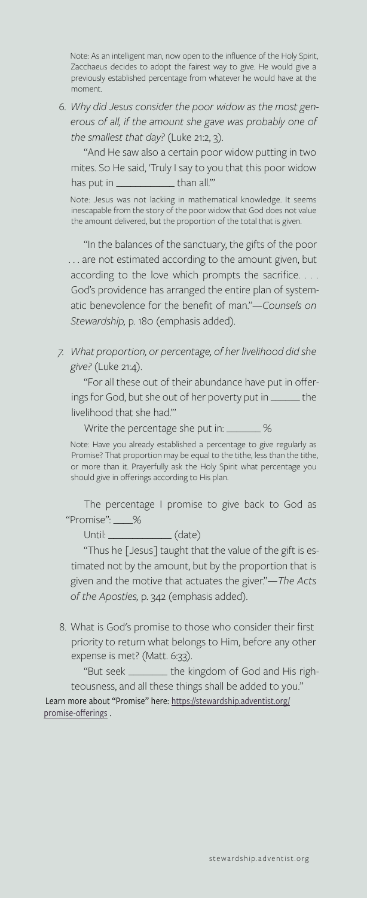Note: As an intelligent man, now open to the influence of the Holy Spirit, Zacchaeus decides to adopt the fairest way to give. He would give a previously established percentage from whatever he would have at the moment.

6. *Why did Jesus consider the poor widow as the most generous of all, if the amount she gave was probably one of the smallest that day?* (Luke 21:2, 3).

   "And He saw also a certain poor widow putting in two mites. So He said, 'Truly I say to you that this poor widow has put in ___________ than all.'"

   Note: Jesus was not lacking in mathematical knowledge. It seems inescapable from the story of the poor widow that God does not value the amount delivered, but the proportion of the total that is given.

   "In the balances of the sanctuary, the gifts of the poor . . . are not estimated according to the amount given, but according to the love which prompts the sacrifice. . . . God's providence has arranged the entire plan of systematic benevolence for the benefit of man."—*Counsels on Stewardship,* p. 180 (emphasis added).

7. *What proportion, or percentage, of her livelihood did she give?* (Luke 21:4).

   "For all these out of their abundance have put in offerings for God, but she out of her poverty put in ______ the livelihood that she had."

   Write the percentage she put in: _______ %

   Note: Have you already established a percentage to give regularly as Promise? That proportion may be equal to the tithe, less than the tithe, or more than it. Prayerfully ask the Holy Spirit what percentage you should give in offerings according to His plan.

   The percentage I promise to give back to God as "Promise": ____%

   Until: ____________ (date)

   "Thus he [Jesus] taught that the value of the gift is estimated not by the amount, but by the proportion that is given and the motive that actuates the giver."—*The Acts of the Apostles,* p. 342 (emphasis added).

8. What is God's promise to those who consider their first priority to return what belongs to Him, before any other expense is met? (Matt. 6:33).

   "But seek ________ the kingdom of God and His righteousness, and all these things shall be added to you."

Learn more about "Promise" here: https://stewardship.adventist.org/promise-offerings .

stewardship.adventist.org